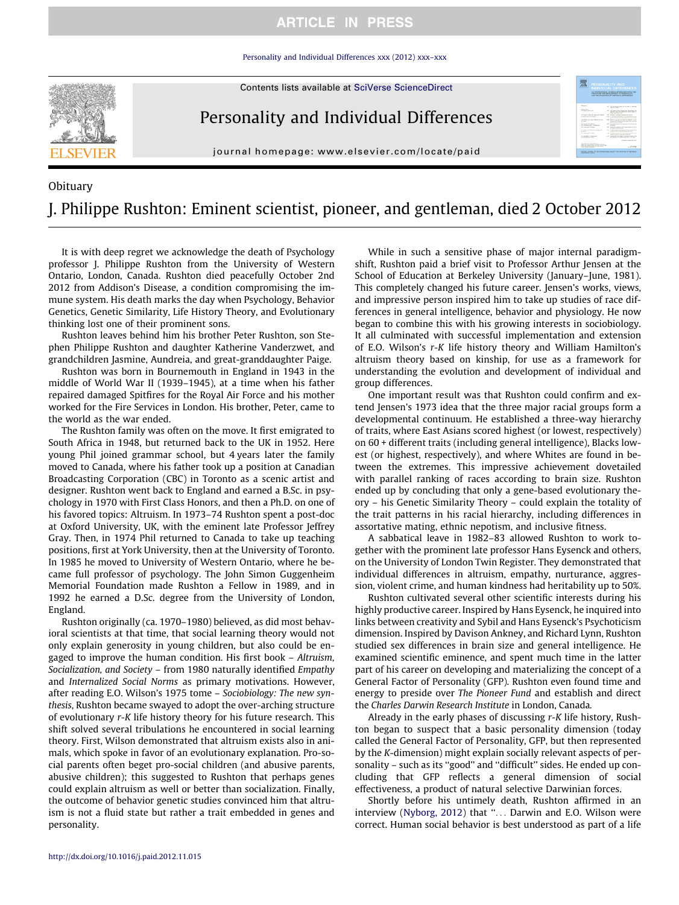Obituary

# J. Philippe Rushton: Eminent scientist, pioneer, and gentleman, died 2 October 2012

It is with deep regret we acknowledge the death of Psychology professor J. Philippe Rushton from the University of Western Ontario, London, Canada. Rushton died peacefully October 2nd 2012 from Addison's Disease, a condition compromising the immune system. His death marks the day when Psychology, Behavior Genetics, Genetic Similarity, Life History Theory, and Evolutionary thinking lost one of their prominent sons.

Rushton leaves behind him his brother Peter Rushton, son Stephen Philippe Rushton and daughter Katherine Vanderzwet, and grandchildren Jasmine, Aundreia, and great-granddaughter Paige.

Rushton was born in Bournemouth in England in 1943 in the middle of World War II (1939–1945), at a time when his father repaired damaged Spitfires for the Royal Air Force and his mother worked for the Fire Services in London. His brother, Peter, came to the world as the war ended.

The Rushton family was often on the move. It first emigrated to South Africa in 1948, but returned back to the UK in 1952. Here young Phil joined grammar school, but 4 years later the family moved to Canada, where his father took up a position at Canadian Broadcasting Corporation (CBC) in Toronto as a scenic artist and designer. Rushton went back to England and earned a B.Sc. in psychology in 1970 with First Class Honors, and then a Ph.D. on one of his favored topics: Altruism. In 1973–74 Rushton spent a post-doc at Oxford University, UK, with the eminent late Professor Jeffrey Gray. Then, in 1974 Phil returned to Canada to take up teaching positions, first at York University, then at the University of Toronto. In 1985 he moved to University of Western Ontario, where he became full professor of psychology. The John Simon Guggenheim Memorial Foundation made Rushton a Fellow in 1989, and in 1992 he earned a D.Sc. degree from the University of London, England.

Rushton originally (ca. 1970–1980) believed, as did most behavioral scientists at that time, that social learning theory would not only explain generosity in young children, but also could be engaged to improve the human condition. His first book – *Altruism, Socialization, and Society* – from 1980 naturally identified *Empathy* and *Internalized Social Norms* as primary motivations. However, after reading E.O. Wilson's 1975 tome – *Sociobiology: The new synthesis*, Rushton became swayed to adopt the over-arching structure of evolutionary *r-K* life history theory for his future research. This shift solved several tribulations he encountered in social learning theory. First, Wilson demonstrated that altruism exists also in animals, which spoke in favor of an evolutionary explanation. Pro-social parents often beget pro-social children (and abusive parents, abusive children); this suggested to Rushton that perhaps genes could explain altruism as well or better than socialization. Finally, the outcome of behavior genetic studies convinced him that altruism is not a fluid state but rather a trait embedded in genes and personality.

While in such a sensitive phase of major internal paradigm-shift, Rushton paid a brief visit to Professor Arthur Jensen at the School of Education at Berkeley University (January–June, 1981). This completely changed his future career. Jensen's works, views, and impressive person inspired him to take up studies of race differences in general intelligence, behavior and physiology. He now began to combine this with his growing interests in sociobiology. It all culminated with successful implementation and extension of E.O. Wilson's *r-K* life history theory and William Hamilton's altruism theory based on kinship, for use as a framework for understanding the evolution and development of individual and group differences.

One important result was that Rushton could confirm and extend Jensen's 1973 idea that the three major racial groups form a developmental continuum. He established a three-way hierarchy of traits, where East Asians scored highest (or lowest, respectively) on 60 + different traits (including general intelligence), Blacks lowest (or highest, respectively), and where Whites are found in between the extremes. This impressive achievement dovetailed with parallel ranking of races according to brain size. Rushton ended up by concluding that only a gene-based evolutionary theory – his Genetic Similarity Theory – could explain the totality of the trait patterns in his racial hierarchy, including differences in assortative mating, ethnic nepotism, and inclusive fitness.

A sabbatical leave in 1982–83 allowed Rushton to work together with the prominent late professor Hans Eysenck and others, on the University of London Twin Register. They demonstrated that individual differences in altruism, empathy, nurturance, aggression, violent crime, and human kindness had heritability up to 50%.

Rushton cultivated several other scientific interests during his highly productive career. Inspired by Hans Eysenck, he inquired into links between creativity and Sybil and Hans Eysenck's Psychoticism dimension. Inspired by Davison Ankney, and Richard Lynn, Rushton studied sex differences in brain size and general intelligence. He examined scientific eminence, and spent much time in the latter part of his career on developing and materializing the concept of a General Factor of Personality (GFP). Rushton even found time and energy to preside over *The Pioneer Fund* and establish and direct the *Charles Darwin Research Institute* in London, Canada.

Already in the early phases of discussing *r-K* life history, Rushton began to suspect that a basic personality dimension (today called the General Factor of Personality, GFP, but then represented by the *K*-dimension) might explain socially relevant aspects of personality – such as its "good" and "difficult" sides. He ended up concluding that GFP reflects a general dimension of social effectiveness, a product of natural selective Darwinian forces.

Shortly before his untimely death, Rushton affirmed in an interview (Nyborg, 2012) that "... Darwin and E.O. Wilson were correct. Human social behavior is best understood as part of a life

http://dx.doi.org/10.1016/j.paid.2012.11.015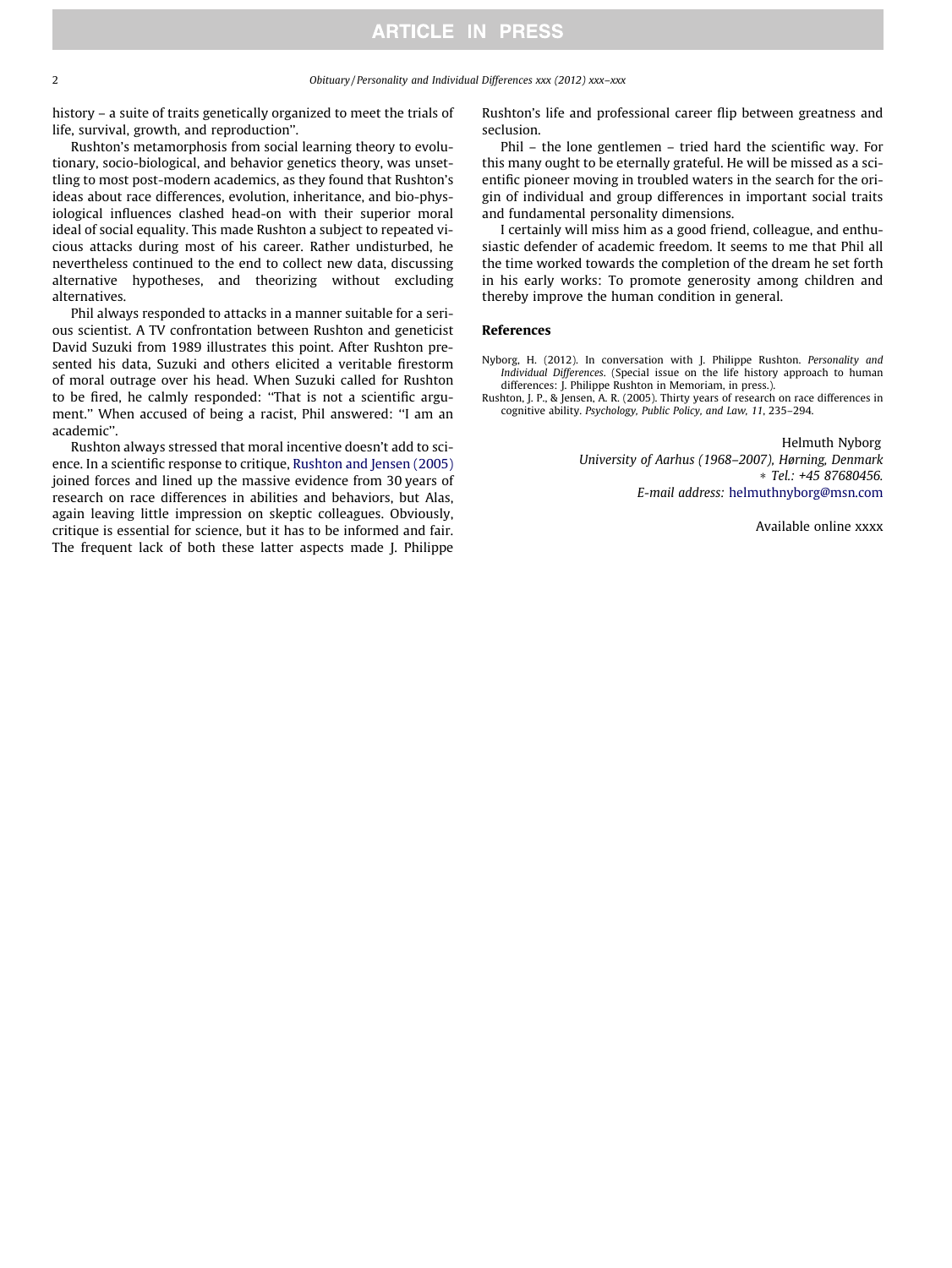history – a suite of traits genetically organized to meet the trials of life, survival, growth, and reproduction''.

Rushton's metamorphosis from social learning theory to evolutionary, socio-biological, and behavior genetics theory, was unsettling to most post-modern academics, as they found that Rushton's ideas about race differences, evolution, inheritance, and bio-physiological influences clashed head-on with their superior moral ideal of social equality. This made Rushton a subject to repeated vicious attacks during most of his career. Rather undisturbed, he nevertheless continued to the end to collect new data, discussing alternative hypotheses, and theorizing without excluding alternatives.

Phil always responded to attacks in a manner suitable for a serious scientist. A TV confrontation between Rushton and geneticist David Suzuki from 1989 illustrates this point. After Rushton presented his data, Suzuki and others elicited a veritable firestorm of moral outrage over his head. When Suzuki called for Rushton to be fired, he calmly responded: ''That is not a scientific argument.'' When accused of being a racist, Phil answered: ''I am an academic''.

Rushton always stressed that moral incentive doesn't add to science. In a scientific response to critique, Rushton and Jensen (2005) joined forces and lined up the massive evidence from 30 years of research on race differences in abilities and behaviors, but Alas, again leaving little impression on skeptic colleagues. Obviously, critique is essential for science, but it has to be informed and fair. The frequent lack of both these latter aspects made J. Philippe Rushton's life and professional career flip between greatness and seclusion.

Phil – the lone gentlemen – tried hard the scientific way. For this many ought to be eternally grateful. He will be missed as a scientific pioneer moving in troubled waters in the search for the origin of individual and group differences in important social traits and fundamental personality dimensions.

I certainly will miss him as a good friend, colleague, and enthusiastic defender of academic freedom. It seems to me that Phil all the time worked towards the completion of the dream he set forth in his early works: To promote generosity among children and thereby improve the human condition in general.

## References

Nyborg, H. (2012). In conversation with J. Philippe Rushton. *Personality and Individual Differences*. (Special issue on the life history approach to human differences: J. Philippe Rushton in Memoriam, in press.).

Rushton, J. P., & Jensen, A. R. (2005). Thirty years of research on race differences in cognitive ability. *Psychology, Public Policy, and Law, 11*, 235–294.

Helmuth Nyborg
*University of Aarhus (1968–2007), Hørning, Denmark*
* *Tel.: +45 87680456.*
*E-mail address:* helmuthnyborg@msn.com

Available online xxxx